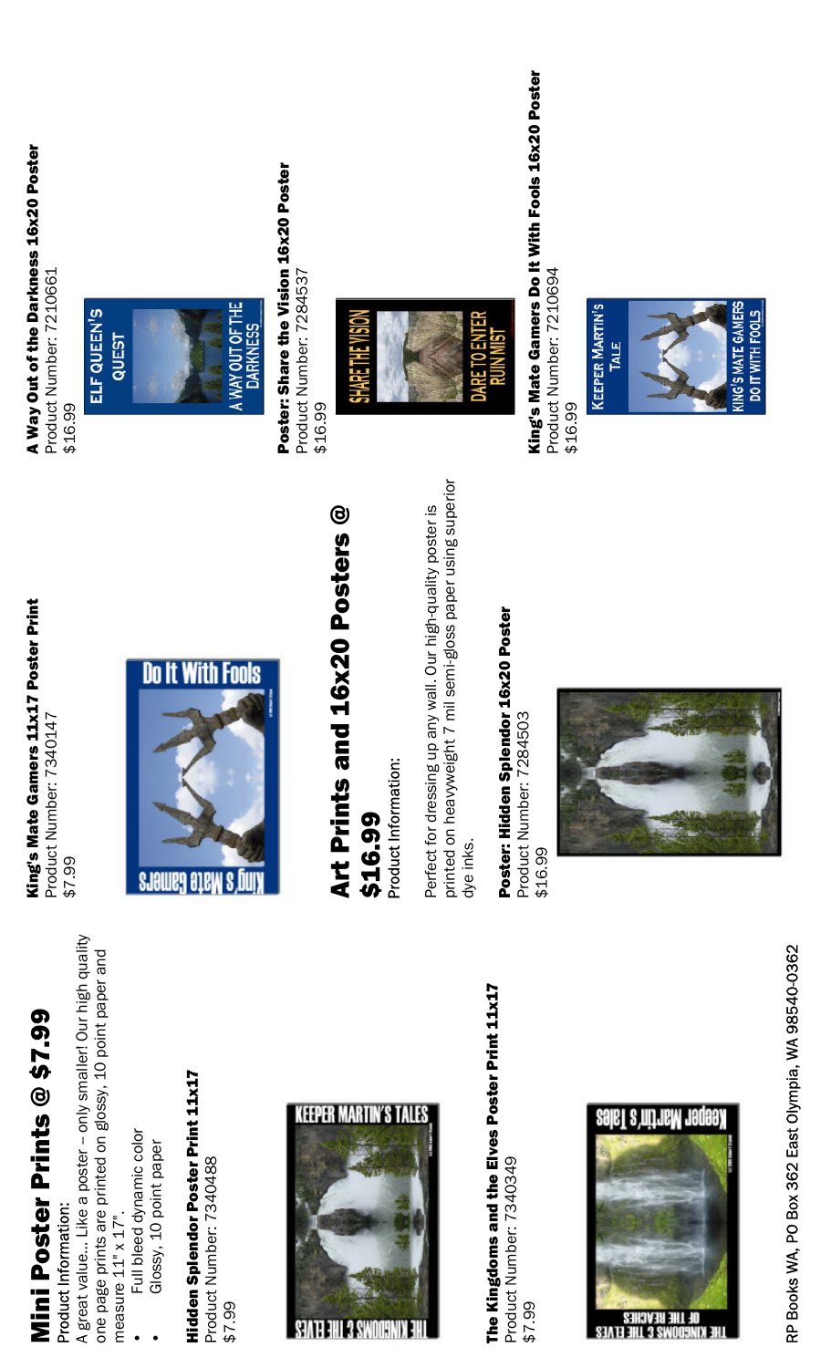## Mini Poster Prints @ $7.99

Product Information:

A great value… Like a poster – only smaller! Our high quality one page prints are printed on glossy, 10 point paper and measure 11" x 17".

- Full bleed dynamic color
- Glossy, 10 point paper

**Hidden Splendor Poster Print 11x17**
Product Number: 7340488
$7.99

**The Kingdoms and the Elves Poster Print 11x17**
Product Number: 7340349
$7.99

**King's Mate Gamers 11x17 Poster Print**
Product Number: 7340147
$7.99

## Art Prints and 16x20 Posters @ $16.99

Product Information:

Perfect for dressing up any wall. Our high-quality poster is printed on heavyweight 7 mil semi-gloss paper using superior dye inks.

**Poster: Hidden Splendor 16x20 Poster**
Product Number: 7284503
$16.99

**A Way Out of the Darkness 16x20 Poster**
Product Number: 7210661
$16.99

**Poster: Share the Vision 16x20 Poster**
Product Number: 7284537
$16.99

**King's Mate Gamers Do It With Fools 16x20 Poster**
Product Number: 7210694
$16.99

RP Books WA, PO Box 362 East Olympia, WA 98540-0362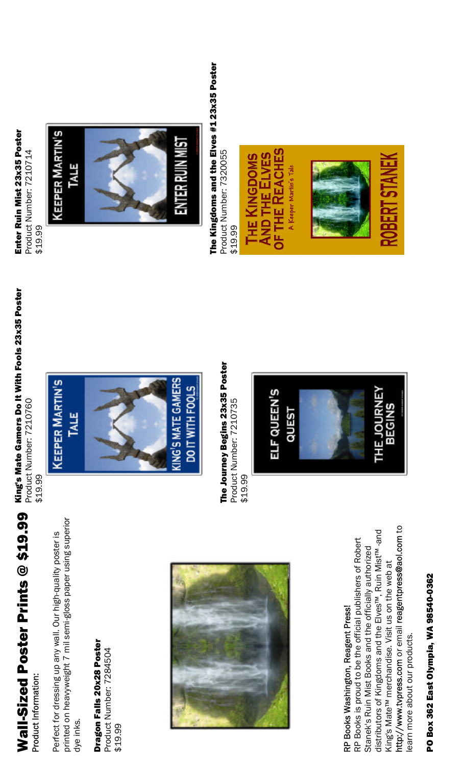# Wall-Sized Poster Prints @ $19.99

Product Information:

Perfect for dressing up any wall. Our high-quality poster is printed on heavyweight 7 mil semi-gloss paper using superior dye inks.

**Dragon Falls 20x28 Poster**
Product Number: 7284504
$19.99

RP Books Washington, Reagent Press!
RP Books is proud to be the official publishers of Robert Stanek's Ruin Mist Books and the officially authorized distributors of Kingdoms and the Elves™, Ruin Mist™ -and King's Mate™ merchandise. Visit us on the web at http://www.tvpress.com or email reagentpress@aol.com to learn more about our products.

**PO Box 362 East Olympia, WA 98540-0362**

**King's Mate Gamers Do It With Fools 23x35 Poster**
Product Number: 7210760
$19.99

**The Journey Begins 23x35 Poster**
Product Number: 7210735
$19.99

**Enter Ruin Mist 23x35 Poster**
Product Number: 7210714
$19.99

**The Kingdoms and the Elves #1 23x35 Poster**
Product Number: 7320055
$19.99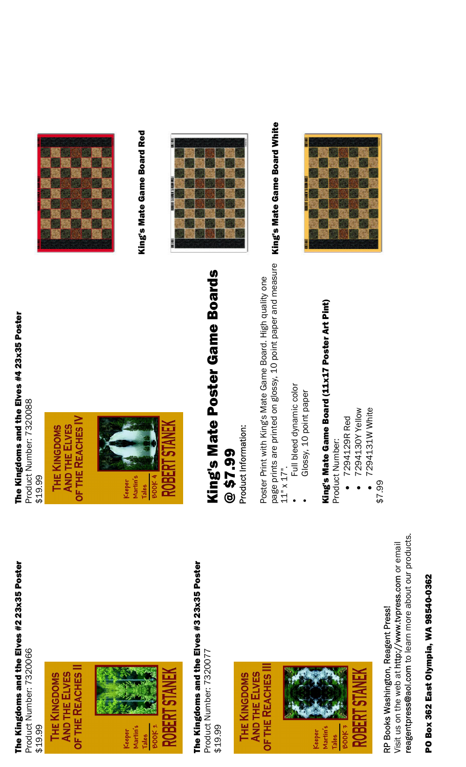**The Kingdoms and the Elves #2 23x35 Poster**
Product Number: 7320066
$19.99

**The Kingdoms and the Elves #3 23x35 Poster**
Product Number: 7320077
$19.99

RP Books Washington, Reagent Press!
Visit us on the web at http://www.tvpress.com or email reagentpress@aol.com to learn more about our products.

**PO Box 362 East Olympia, WA 98540-0362**

**The Kingdoms and the Elves #4 23x35 Poster**
Product Number: 7320088
$19.99

# King's Mate Poster Game Boards @ $7.99

Product Information:

Poster Print with King's Mate Game Board. High quality one page prints are printed on glossy, 10 point paper and measure 11" x 17".

- Full bleed dynamic color
- Glossy, 10 point paper

**King's Mate Game Board (11x17 Poster Art Pint)**
Product Number:

- 7294129R Red
- 7294130Y Yellow
- 7294131W White

$7.99

**King's Mate Game Board Red**

**King's Mate Game Board White**